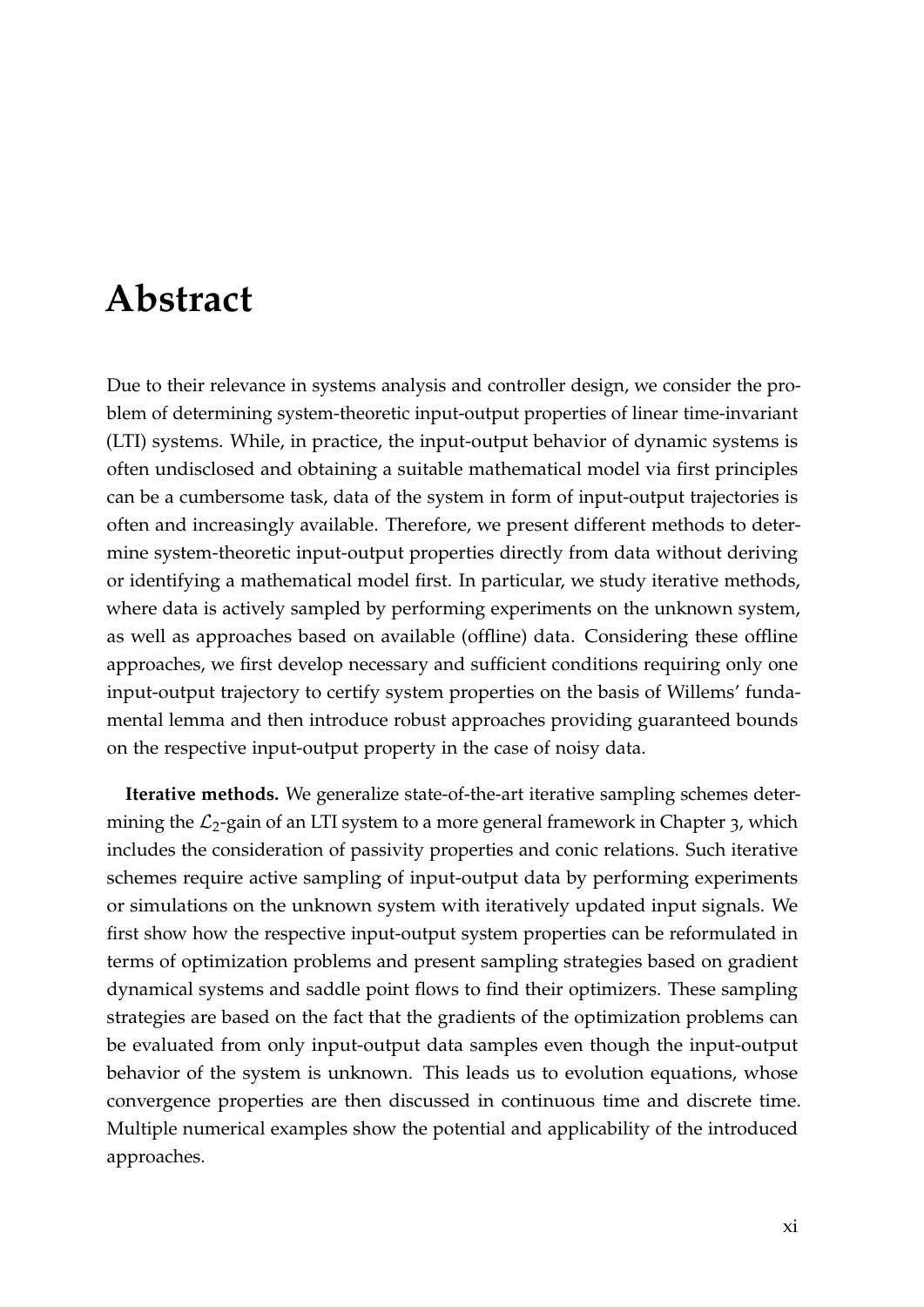# Abstract

Due to their relevance in systems analysis and controller design, we consider the problem of determining system-theoretic input-output properties of linear time-invariant (LTI) systems. While, in practice, the input-output behavior of dynamic systems is often undisclosed and obtaining a suitable mathematical model via first principles can be a cumbersome task, data of the system in form of input-output trajectories is often and increasingly available. Therefore, we present different methods to determine system-theoretic input-output properties directly from data without deriving or identifying a mathematical model first. In particular, we study iterative methods, where data is actively sampled by performing experiments on the unknown system, as well as approaches based on available (offline) data. Considering these offline approaches, we first develop necessary and sufficient conditions requiring only one input-output trajectory to certify system properties on the basis of Willems' fundamental lemma and then introduce robust approaches providing guaranteed bounds on the respective input-output property in the case of noisy data.

**Iterative methods.** We generalize state-of-the-art iterative sampling schemes determining the $\mathcal{L}_2$-gain of an LTI system to a more general framework in Chapter 3, which includes the consideration of passivity properties and conic relations. Such iterative schemes require active sampling of input-output data by performing experiments or simulations on the unknown system with iteratively updated input signals. We first show how the respective input-output system properties can be reformulated in terms of optimization problems and present sampling strategies based on gradient dynamical systems and saddle point flows to find their optimizers. These sampling strategies are based on the fact that the gradients of the optimization problems can be evaluated from only input-output data samples even though the input-output behavior of the system is unknown. This leads us to evolution equations, whose convergence properties are then discussed in continuous time and discrete time. Multiple numerical examples show the potential and applicability of the introduced approaches.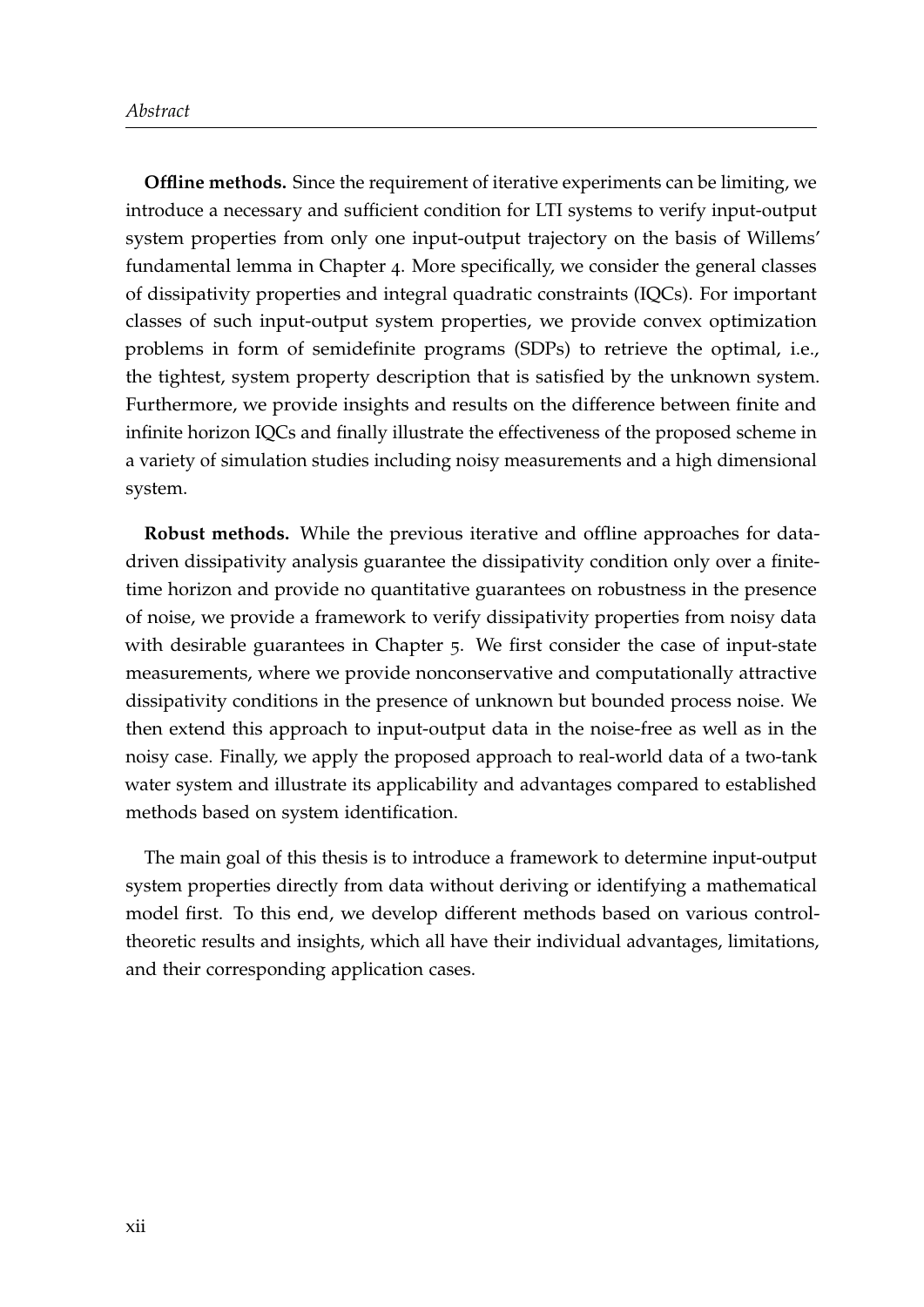**Offline methods.** Since the requirement of iterative experiments can be limiting, we introduce a necessary and sufficient condition for LTI systems to verify input-output system properties from only one input-output trajectory on the basis of Willems' fundamental lemma in Chapter 4. More specifically, we consider the general classes of dissipativity properties and integral quadratic constraints (IQCs). For important classes of such input-output system properties, we provide convex optimization problems in form of semidefinite programs (SDPs) to retrieve the optimal, i.e., the tightest, system property description that is satisfied by the unknown system. Furthermore, we provide insights and results on the difference between finite and infinite horizon IQCs and finally illustrate the effectiveness of the proposed scheme in a variety of simulation studies including noisy measurements and a high dimensional system.

**Robust methods.** While the previous iterative and offline approaches for data-driven dissipativity analysis guarantee the dissipativity condition only over a finite-time horizon and provide no quantitative guarantees on robustness in the presence of noise, we provide a framework to verify dissipativity properties from noisy data with desirable guarantees in Chapter 5. We first consider the case of input-state measurements, where we provide nonconservative and computationally attractive dissipativity conditions in the presence of unknown but bounded process noise. We then extend this approach to input-output data in the noise-free as well as in the noisy case. Finally, we apply the proposed approach to real-world data of a two-tank water system and illustrate its applicability and advantages compared to established methods based on system identification.

The main goal of this thesis is to introduce a framework to determine input-output system properties directly from data without deriving or identifying a mathematical model first. To this end, we develop different methods based on various control-theoretic results and insights, which all have their individual advantages, limitations, and their corresponding application cases.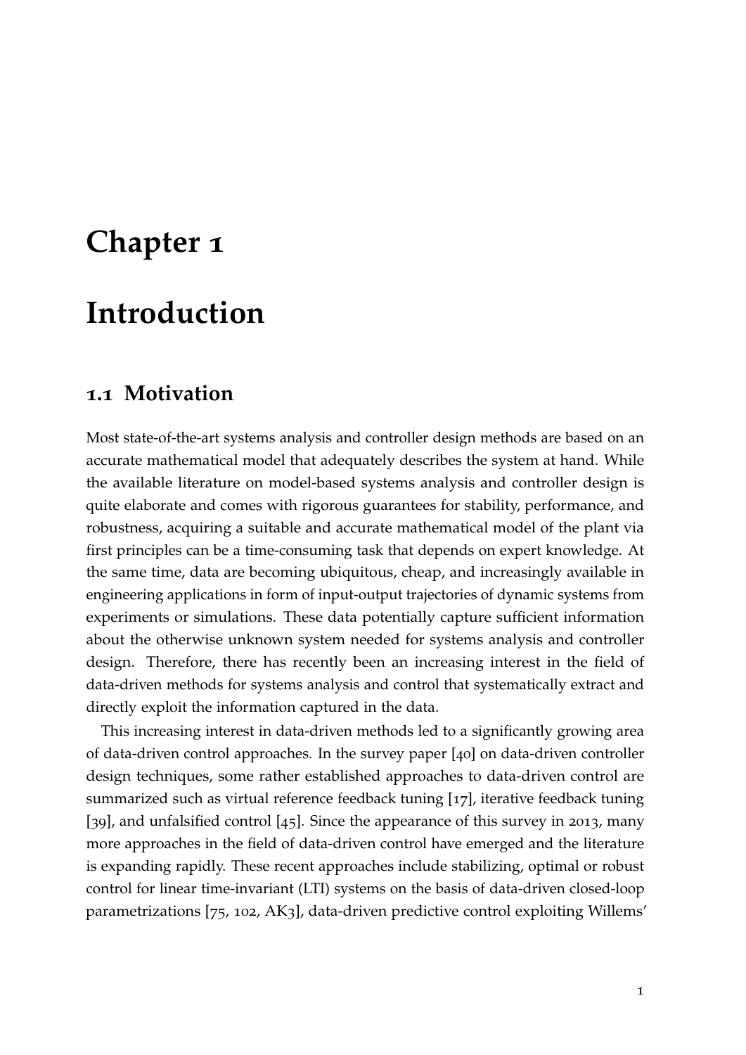# Chapter 1

# Introduction

## 1.1 Motivation

Most state-of-the-art systems analysis and controller design methods are based on an accurate mathematical model that adequately describes the system at hand. While the available literature on model-based systems analysis and controller design is quite elaborate and comes with rigorous guarantees for stability, performance, and robustness, acquiring a suitable and accurate mathematical model of the plant via first principles can be a time-consuming task that depends on expert knowledge. At the same time, data are becoming ubiquitous, cheap, and increasingly available in engineering applications in form of input-output trajectories of dynamic systems from experiments or simulations. These data potentially capture sufficient information about the otherwise unknown system needed for systems analysis and controller design. Therefore, there has recently been an increasing interest in the field of data-driven methods for systems analysis and control that systematically extract and directly exploit the information captured in the data.

This increasing interest in data-driven methods led to a significantly growing area of data-driven control approaches. In the survey paper [40] on data-driven controller design techniques, some rather established approaches to data-driven control are summarized such as virtual reference feedback tuning [17], iterative feedback tuning [39], and unfalsified control [45]. Since the appearance of this survey in 2013, many more approaches in the field of data-driven control have emerged and the literature is expanding rapidly. These recent approaches include stabilizing, optimal or robust control for linear time-invariant (LTI) systems on the basis of data-driven closed-loop parametrizations [75, 102, AK3], data-driven predictive control exploiting Willems'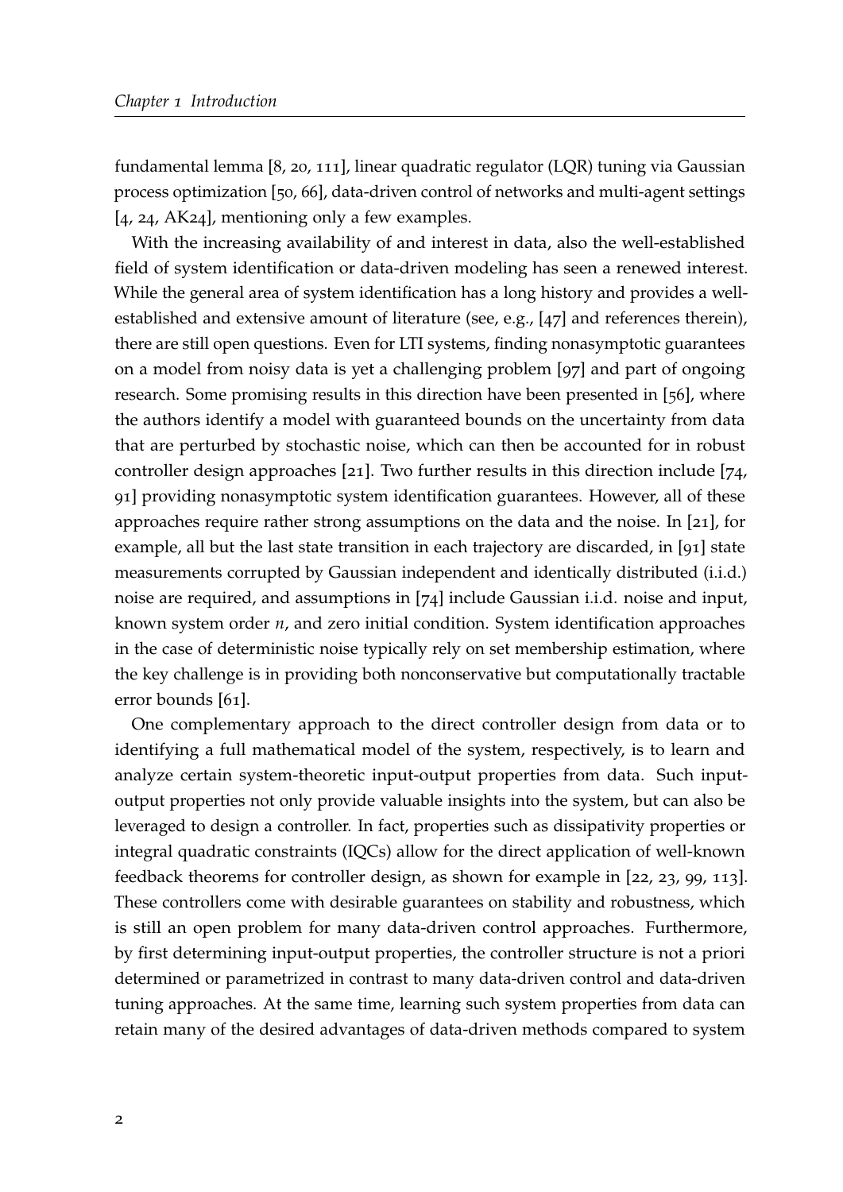fundamental lemma [8, 20, 111], linear quadratic regulator (LQR) tuning via Gaussian process optimization [50, 66], data-driven control of networks and multi-agent settings [4, 24, AK24], mentioning only a few examples.

With the increasing availability of and interest in data, also the well-established field of system identification or data-driven modeling has seen a renewed interest. While the general area of system identification has a long history and provides a well-established and extensive amount of literature (see, e.g., [47] and references therein), there are still open questions. Even for LTI systems, finding nonasymptotic guarantees on a model from noisy data is yet a challenging problem [97] and part of ongoing research. Some promising results in this direction have been presented in [56], where the authors identify a model with guaranteed bounds on the uncertainty from data that are perturbed by stochastic noise, which can then be accounted for in robust controller design approaches [21]. Two further results in this direction include [74, 91] providing nonasymptotic system identification guarantees. However, all of these approaches require rather strong assumptions on the data and the noise. In [21], for example, all but the last state transition in each trajectory are discarded, in [91] state measurements corrupted by Gaussian independent and identically distributed (i.i.d.) noise are required, and assumptions in [74] include Gaussian i.i.d. noise and input, known system order $n$, and zero initial condition. System identification approaches in the case of deterministic noise typically rely on set membership estimation, where the key challenge is in providing both nonconservative but computationally tractable error bounds [61].

One complementary approach to the direct controller design from data or to identifying a full mathematical model of the system, respectively, is to learn and analyze certain system-theoretic input-output properties from data. Such input-output properties not only provide valuable insights into the system, but can also be leveraged to design a controller. In fact, properties such as dissipativity properties or integral quadratic constraints (IQCs) allow for the direct application of well-known feedback theorems for controller design, as shown for example in [22, 23, 99, 113]. These controllers come with desirable guarantees on stability and robustness, which is still an open problem for many data-driven control approaches. Furthermore, by first determining input-output properties, the controller structure is not a priori determined or parametrized in contrast to many data-driven control and data-driven tuning approaches. At the same time, learning such system properties from data can retain many of the desired advantages of data-driven methods compared to system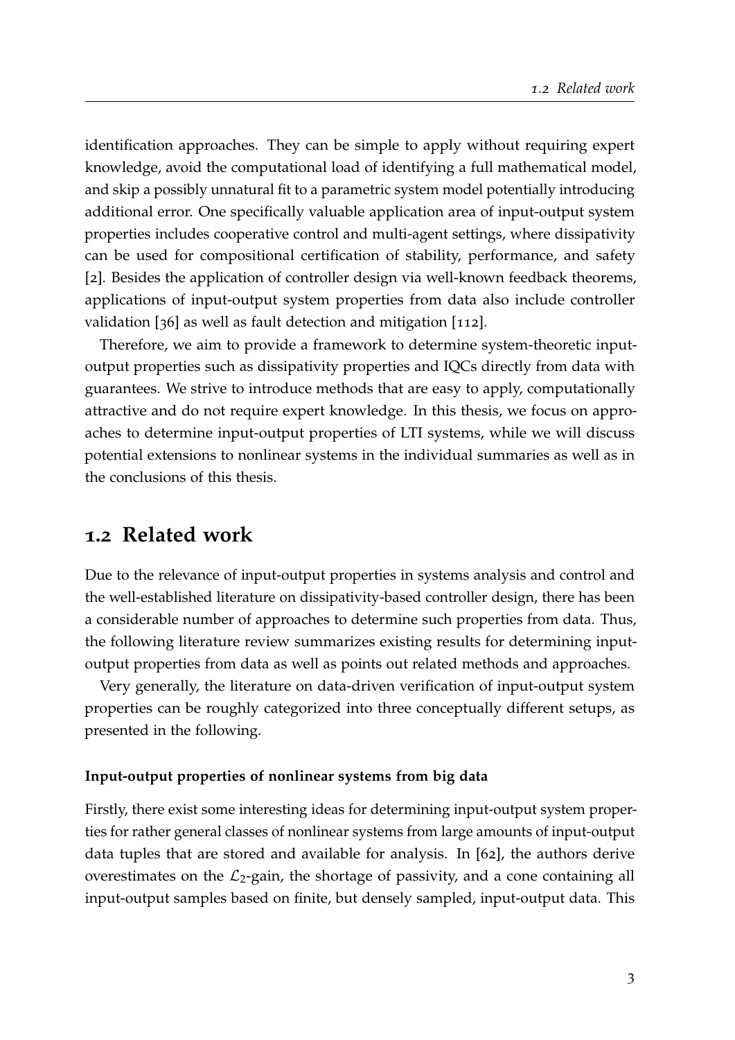identification approaches. They can be simple to apply without requiring expert knowledge, avoid the computational load of identifying a full mathematical model, and skip a possibly unnatural fit to a parametric system model potentially introducing additional error. One specifically valuable application area of input-output system properties includes cooperative control and multi-agent settings, where dissipativity can be used for compositional certification of stability, performance, and safety [2]. Besides the application of controller design via well-known feedback theorems, applications of input-output system properties from data also include controller validation [36] as well as fault detection and mitigation [112].

Therefore, we aim to provide a framework to determine system-theoretic input-output properties such as dissipativity properties and IQCs directly from data with guarantees. We strive to introduce methods that are easy to apply, computationally attractive and do not require expert knowledge. In this thesis, we focus on approaches to determine input-output properties of LTI systems, while we will discuss potential extensions to nonlinear systems in the individual summaries as well as in the conclusions of this thesis.

## 1.2 Related work

Due to the relevance of input-output properties in systems analysis and control and the well-established literature on dissipativity-based controller design, there has been a considerable number of approaches to determine such properties from data. Thus, the following literature review summarizes existing results for determining input-output properties from data as well as points out related methods and approaches.

Very generally, the literature on data-driven verification of input-output system properties can be roughly categorized into three conceptually different setups, as presented in the following.

#### Input-output properties of nonlinear systems from big data

Firstly, there exist some interesting ideas for determining input-output system properties for rather general classes of nonlinear systems from large amounts of input-output data tuples that are stored and available for analysis. In [62], the authors derive overestimates on the $\mathcal{L}_2$-gain, the shortage of passivity, and a cone containing all input-output samples based on finite, but densely sampled, input-output data. This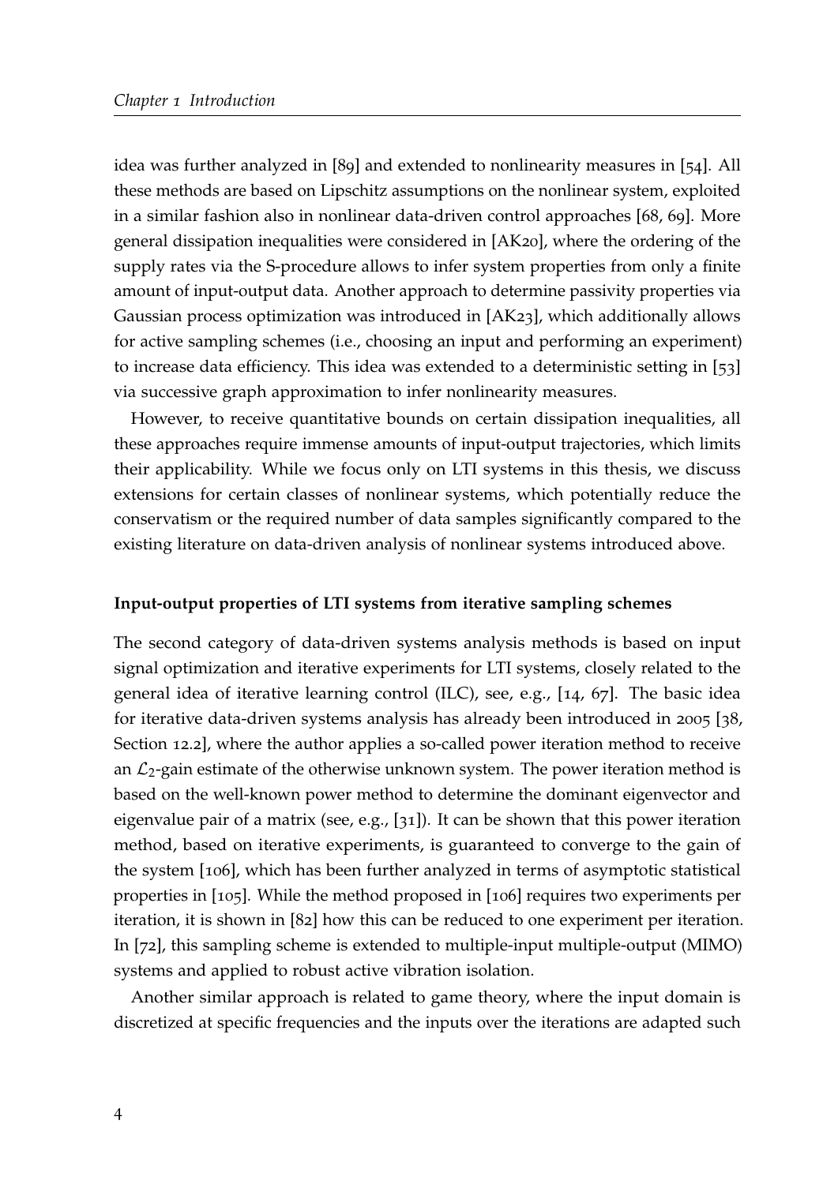idea was further analyzed in [89] and extended to nonlinearity measures in [54]. All these methods are based on Lipschitz assumptions on the nonlinear system, exploited in a similar fashion also in nonlinear data-driven control approaches [68, 69]. More general dissipation inequalities were considered in [AK20], where the ordering of the supply rates via the S-procedure allows to infer system properties from only a finite amount of input-output data. Another approach to determine passivity properties via Gaussian process optimization was introduced in [AK23], which additionally allows for active sampling schemes (i.e., choosing an input and performing an experiment) to increase data efficiency. This idea was extended to a deterministic setting in [53] via successive graph approximation to infer nonlinearity measures.

However, to receive quantitative bounds on certain dissipation inequalities, all these approaches require immense amounts of input-output trajectories, which limits their applicability. While we focus only on LTI systems in this thesis, we discuss extensions for certain classes of nonlinear systems, which potentially reduce the conservatism or the required number of data samples significantly compared to the existing literature on data-driven analysis of nonlinear systems introduced above.

#### Input-output properties of LTI systems from iterative sampling schemes

The second category of data-driven systems analysis methods is based on input signal optimization and iterative experiments for LTI systems, closely related to the general idea of iterative learning control (ILC), see, e.g., [14, 67]. The basic idea for iterative data-driven systems analysis has already been introduced in 2005 [38, Section 12.2], where the author applies a so-called power iteration method to receive an $\mathcal{L}_2$-gain estimate of the otherwise unknown system. The power iteration method is based on the well-known power method to determine the dominant eigenvector and eigenvalue pair of a matrix (see, e.g., [31]). It can be shown that this power iteration method, based on iterative experiments, is guaranteed to converge to the gain of the system [106], which has been further analyzed in terms of asymptotic statistical properties in [105]. While the method proposed in [106] requires two experiments per iteration, it is shown in [82] how this can be reduced to one experiment per iteration. In [72], this sampling scheme is extended to multiple-input multiple-output (MIMO) systems and applied to robust active vibration isolation.

Another similar approach is related to game theory, where the input domain is discretized at specific frequencies and the inputs over the iterations are adapted such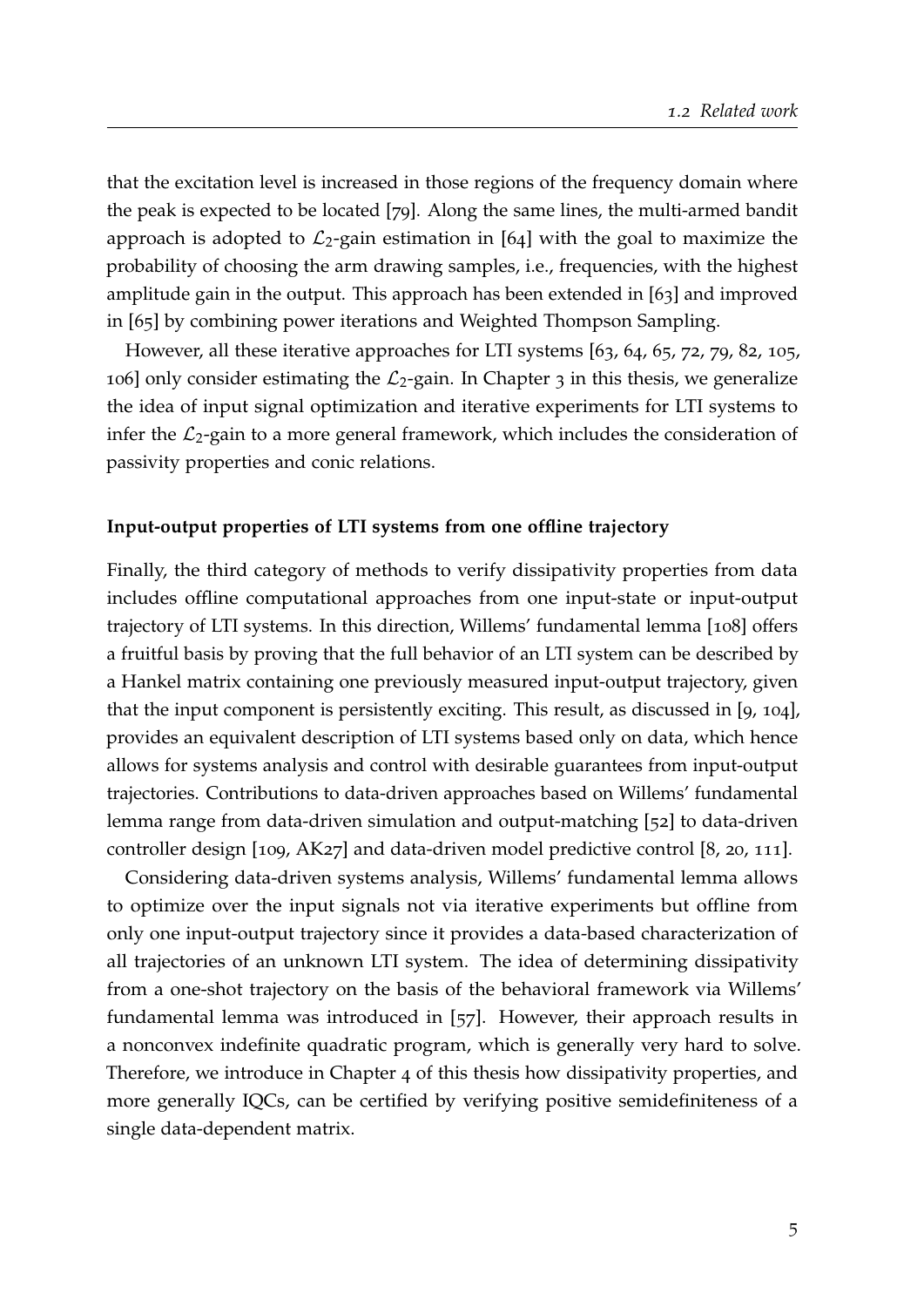that the excitation level is increased in those regions of the frequency domain where the peak is expected to be located [79]. Along the same lines, the multi-armed bandit approach is adopted to $\mathcal{L}_2$-gain estimation in [64] with the goal to maximize the probability of choosing the arm drawing samples, i.e., frequencies, with the highest amplitude gain in the output. This approach has been extended in [63] and improved in [65] by combining power iterations and Weighted Thompson Sampling.

However, all these iterative approaches for LTI systems [63, 64, 65, 72, 79, 82, 105, 106] only consider estimating the $\mathcal{L}_2$-gain. In Chapter 3 in this thesis, we generalize the idea of input signal optimization and iterative experiments for LTI systems to infer the $\mathcal{L}_2$-gain to a more general framework, which includes the consideration of passivity properties and conic relations.

#### Input-output properties of LTI systems from one offline trajectory

Finally, the third category of methods to verify dissipativity properties from data includes offline computational approaches from one input-state or input-output trajectory of LTI systems. In this direction, Willems' fundamental lemma [108] offers a fruitful basis by proving that the full behavior of an LTI system can be described by a Hankel matrix containing one previously measured input-output trajectory, given that the input component is persistently exciting. This result, as discussed in [9, 104], provides an equivalent description of LTI systems based only on data, which hence allows for systems analysis and control with desirable guarantees from input-output trajectories. Contributions to data-driven approaches based on Willems' fundamental lemma range from data-driven simulation and output-matching [52] to data-driven controller design [109, AK27] and data-driven model predictive control [8, 20, 111].

Considering data-driven systems analysis, Willems' fundamental lemma allows to optimize over the input signals not via iterative experiments but offline from only one input-output trajectory since it provides a data-based characterization of all trajectories of an unknown LTI system. The idea of determining dissipativity from a one-shot trajectory on the basis of the behavioral framework via Willems' fundamental lemma was introduced in [57]. However, their approach results in a nonconvex indefinite quadratic program, which is generally very hard to solve. Therefore, we introduce in Chapter 4 of this thesis how dissipativity properties, and more generally IQCs, can be certified by verifying positive semidefiniteness of a single data-dependent matrix.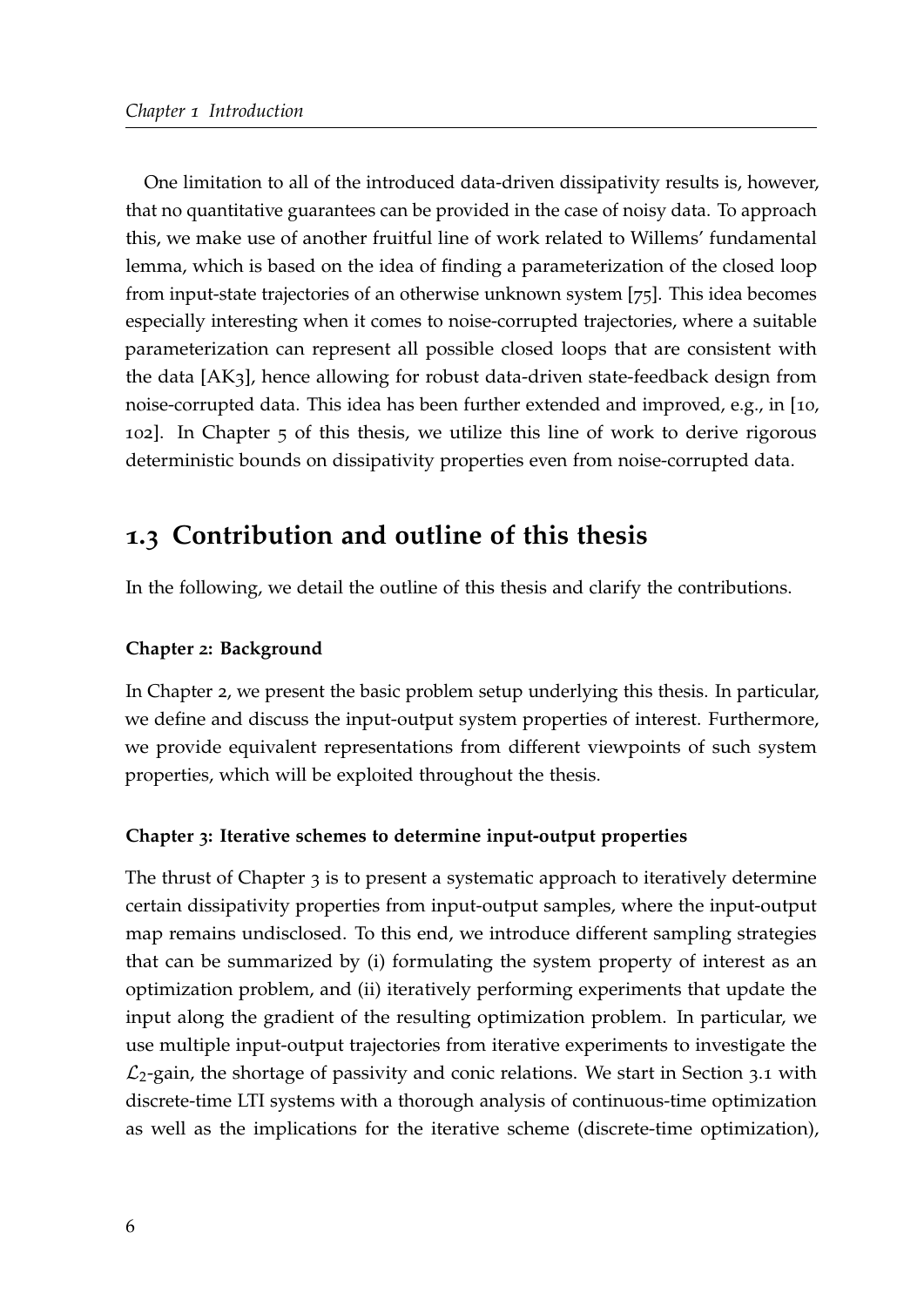One limitation to all of the introduced data-driven dissipativity results is, however, that no quantitative guarantees can be provided in the case of noisy data. To approach this, we make use of another fruitful line of work related to Willems' fundamental lemma, which is based on the idea of finding a parameterization of the closed loop from input-state trajectories of an otherwise unknown system [75]. This idea becomes especially interesting when it comes to noise-corrupted trajectories, where a suitable parameterization can represent all possible closed loops that are consistent with the data [AK3], hence allowing for robust data-driven state-feedback design from noise-corrupted data. This idea has been further extended and improved, e.g., in [10, 102]. In Chapter 5 of this thesis, we utilize this line of work to derive rigorous deterministic bounds on dissipativity properties even from noise-corrupted data.

## 1.3 Contribution and outline of this thesis

In the following, we detail the outline of this thesis and clarify the contributions.

#### Chapter 2: Background

In Chapter 2, we present the basic problem setup underlying this thesis. In particular, we define and discuss the input-output system properties of interest. Furthermore, we provide equivalent representations from different viewpoints of such system properties, which will be exploited throughout the thesis.

#### Chapter 3: Iterative schemes to determine input-output properties

The thrust of Chapter 3 is to present a systematic approach to iteratively determine certain dissipativity properties from input-output samples, where the input-output map remains undisclosed. To this end, we introduce different sampling strategies that can be summarized by (i) formulating the system property of interest as an optimization problem, and (ii) iteratively performing experiments that update the input along the gradient of the resulting optimization problem. In particular, we use multiple input-output trajectories from iterative experiments to investigate the $\mathcal{L}_2$-gain, the shortage of passivity and conic relations. We start in Section 3.1 with discrete-time LTI systems with a thorough analysis of continuous-time optimization as well as the implications for the iterative scheme (discrete-time optimization),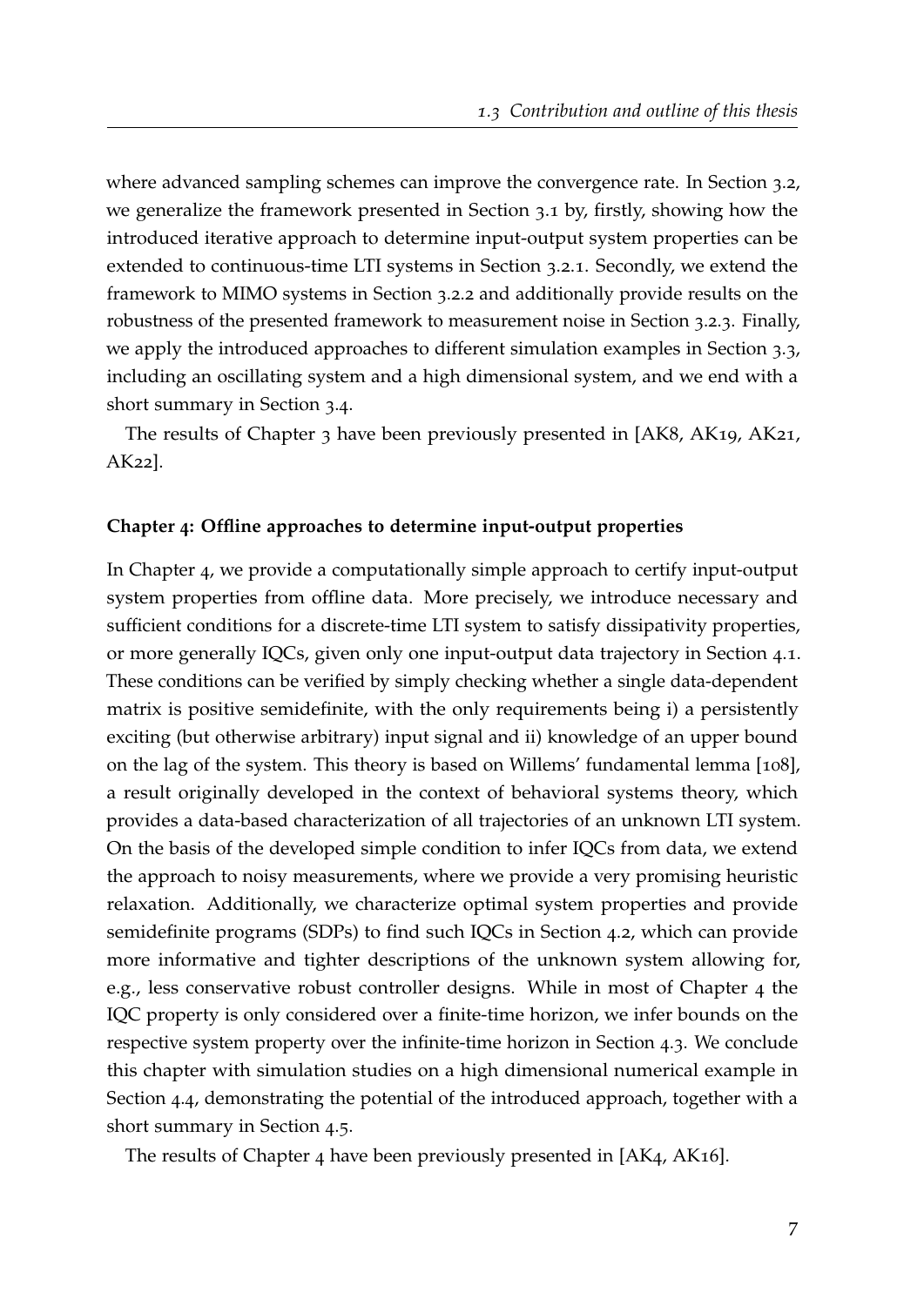where advanced sampling schemes can improve the convergence rate. In Section 3.2, we generalize the framework presented in Section 3.1 by, firstly, showing how the introduced iterative approach to determine input-output system properties can be extended to continuous-time LTI systems in Section 3.2.1. Secondly, we extend the framework to MIMO systems in Section 3.2.2 and additionally provide results on the robustness of the presented framework to measurement noise in Section 3.2.3. Finally, we apply the introduced approaches to different simulation examples in Section 3.3, including an oscillating system and a high dimensional system, and we end with a short summary in Section 3.4.

The results of Chapter 3 have been previously presented in [AK8, AK19, AK21, AK22].

**Chapter 4: Offline approaches to determine input-output properties**

In Chapter 4, we provide a computationally simple approach to certify input-output system properties from offline data. More precisely, we introduce necessary and sufficient conditions for a discrete-time LTI system to satisfy dissipativity properties, or more generally IQCs, given only one input-output data trajectory in Section 4.1. These conditions can be verified by simply checking whether a single data-dependent matrix is positive semidefinite, with the only requirements being i) a persistently exciting (but otherwise arbitrary) input signal and ii) knowledge of an upper bound on the lag of the system. This theory is based on Willems' fundamental lemma [108], a result originally developed in the context of behavioral systems theory, which provides a data-based characterization of all trajectories of an unknown LTI system. On the basis of the developed simple condition to infer IQCs from data, we extend the approach to noisy measurements, where we provide a very promising heuristic relaxation. Additionally, we characterize optimal system properties and provide semidefinite programs (SDPs) to find such IQCs in Section 4.2, which can provide more informative and tighter descriptions of the unknown system allowing for, e.g., less conservative robust controller designs. While in most of Chapter 4 the IQC property is only considered over a finite-time horizon, we infer bounds on the respective system property over the infinite-time horizon in Section 4.3. We conclude this chapter with simulation studies on a high dimensional numerical example in Section 4.4, demonstrating the potential of the introduced approach, together with a short summary in Section 4.5.

The results of Chapter 4 have been previously presented in [AK4, AK16].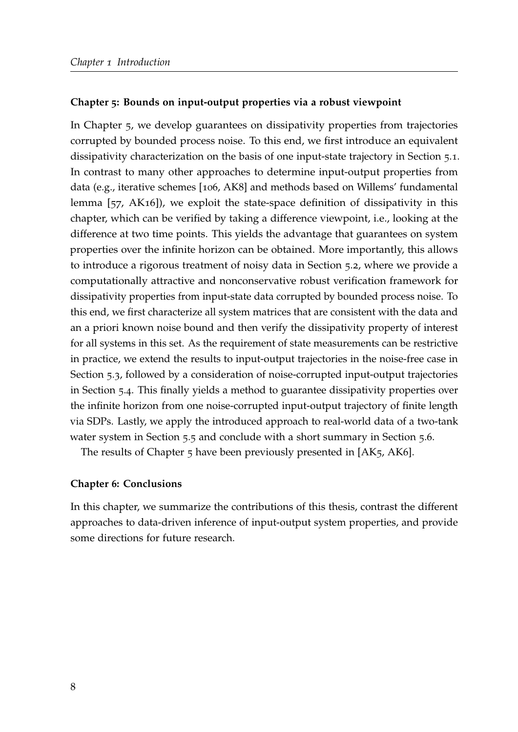#### Chapter 5: Bounds on input-output properties via a robust viewpoint

In Chapter 5, we develop guarantees on dissipativity properties from trajectories corrupted by bounded process noise. To this end, we first introduce an equivalent dissipativity characterization on the basis of one input-state trajectory in Section 5.1. In contrast to many other approaches to determine input-output properties from data (e.g., iterative schemes [106, AK8] and methods based on Willems' fundamental lemma [57, AK16]), we exploit the state-space definition of dissipativity in this chapter, which can be verified by taking a difference viewpoint, i.e., looking at the difference at two time points. This yields the advantage that guarantees on system properties over the infinite horizon can be obtained. More importantly, this allows to introduce a rigorous treatment of noisy data in Section 5.2, where we provide a computationally attractive and nonconservative robust verification framework for dissipativity properties from input-state data corrupted by bounded process noise. To this end, we first characterize all system matrices that are consistent with the data and an a priori known noise bound and then verify the dissipativity property of interest for all systems in this set. As the requirement of state measurements can be restrictive in practice, we extend the results to input-output trajectories in the noise-free case in Section 5.3, followed by a consideration of noise-corrupted input-output trajectories in Section 5.4. This finally yields a method to guarantee dissipativity properties over the infinite horizon from one noise-corrupted input-output trajectory of finite length via SDPs. Lastly, we apply the introduced approach to real-world data of a two-tank water system in Section 5.5 and conclude with a short summary in Section 5.6.

The results of Chapter 5 have been previously presented in [AK5, AK6].

#### Chapter 6: Conclusions

In this chapter, we summarize the contributions of this thesis, contrast the different approaches to data-driven inference of input-output system properties, and provide some directions for future research.